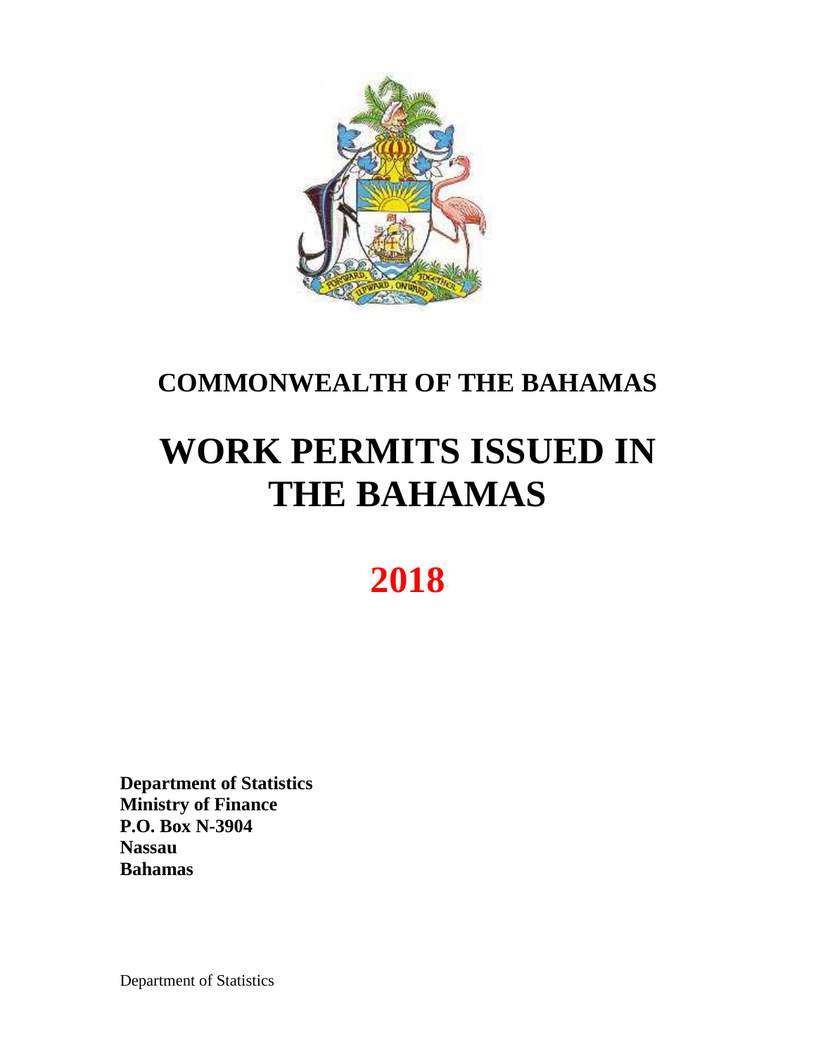## COMMONWEALTH OF THE BAHAMAS

# WORK PERMITS ISSUED IN THE BAHAMAS

# 2018

**Department of Statistics**
**Ministry of Finance**
**P.O. Box N-3904**
**Nassau**
**Bahamas**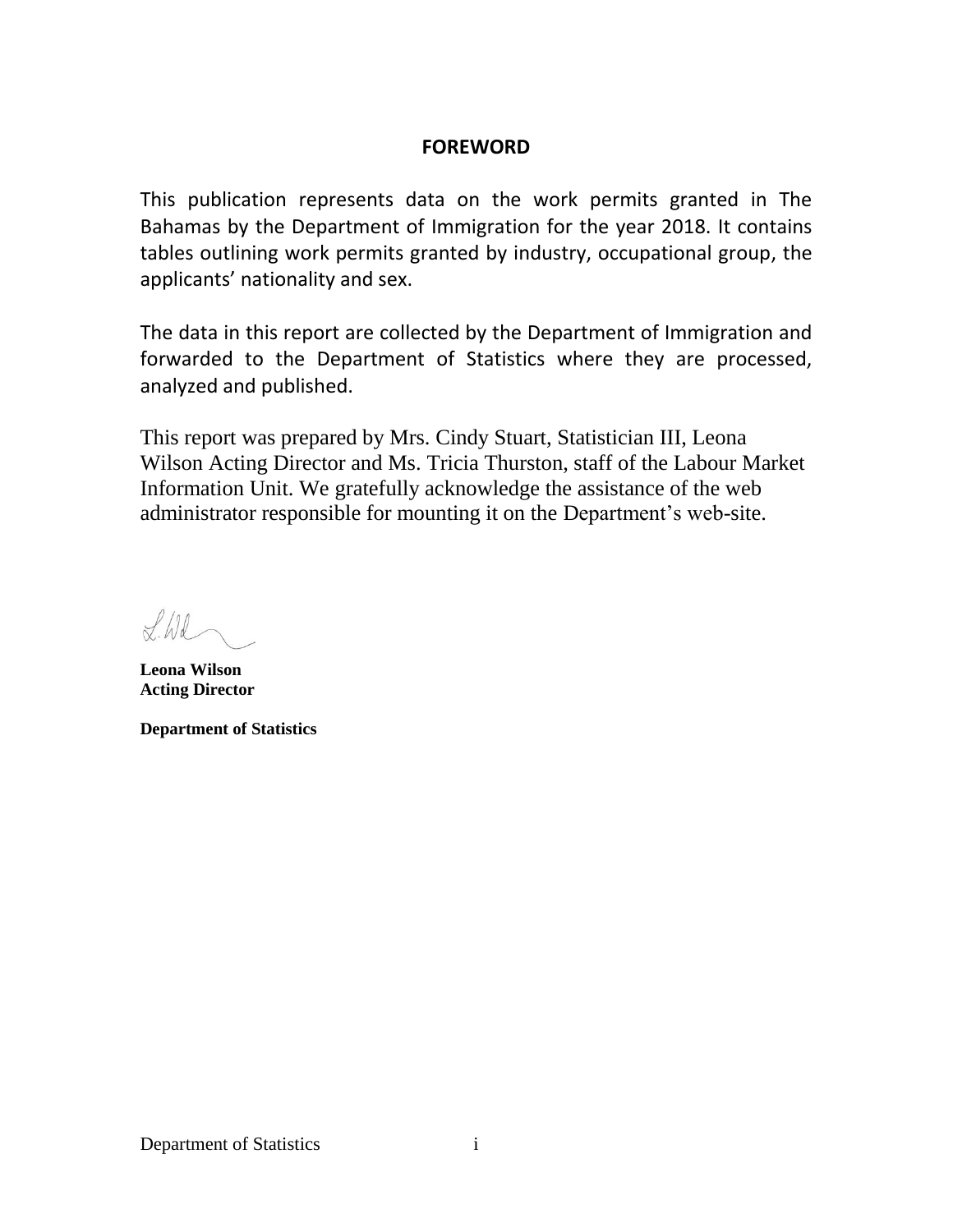## FOREWORD

This publication represents data on the work permits granted in The Bahamas by the Department of Immigration for the year 2018. It contains tables outlining work permits granted by industry, occupational group, the applicants' nationality and sex.

The data in this report are collected by the Department of Immigration and forwarded to the Department of Statistics where they are processed, analyzed and published.

This report was prepared by Mrs. Cindy Stuart, Statistician III, Leona Wilson Acting Director and Ms. Tricia Thurston, staff of the Labour Market Information Unit. We gratefully acknowledge the assistance of the web administrator responsible for mounting it on the Department's web-site.

**Leona Wilson**
**Acting Director**

**Department of Statistics**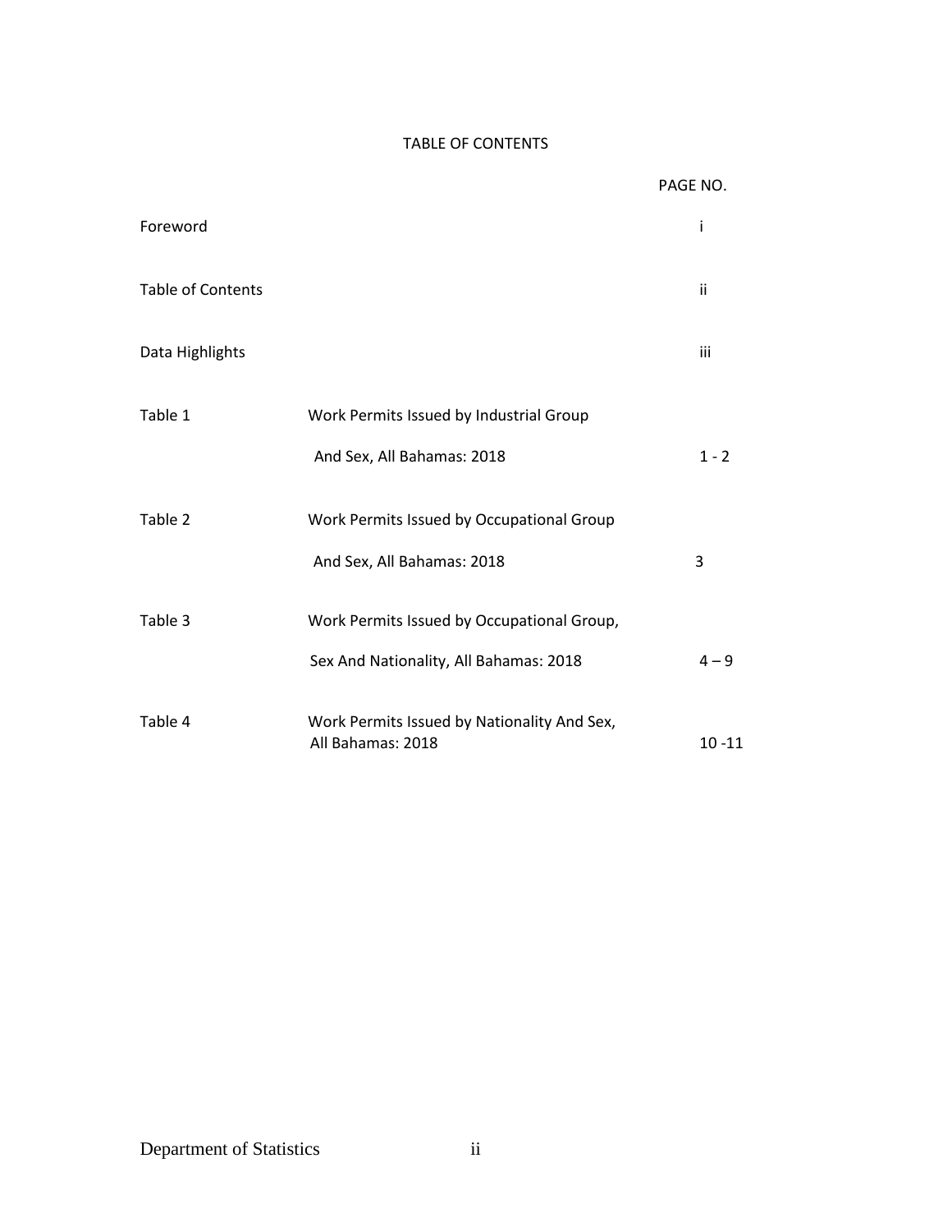# TABLE OF CONTENTS

| | | PAGE NO. |
|---|---|---|
| Foreword | | i |
| Table of Contents | | ii |
| Data Highlights | | iii |
| Table 1 | Work Permits Issued by Industrial Group And Sex, All Bahamas: 2018 | 1 - 2 |
| Table 2 | Work Permits Issued by Occupational Group And Sex, All Bahamas: 2018 | 3 |
| Table 3 | Work Permits Issued by Occupational Group, Sex And Nationality, All Bahamas: 2018 | 4 – 9 |
| Table 4 | Work Permits Issued by Nationality And Sex, All Bahamas: 2018 | 10 -11 |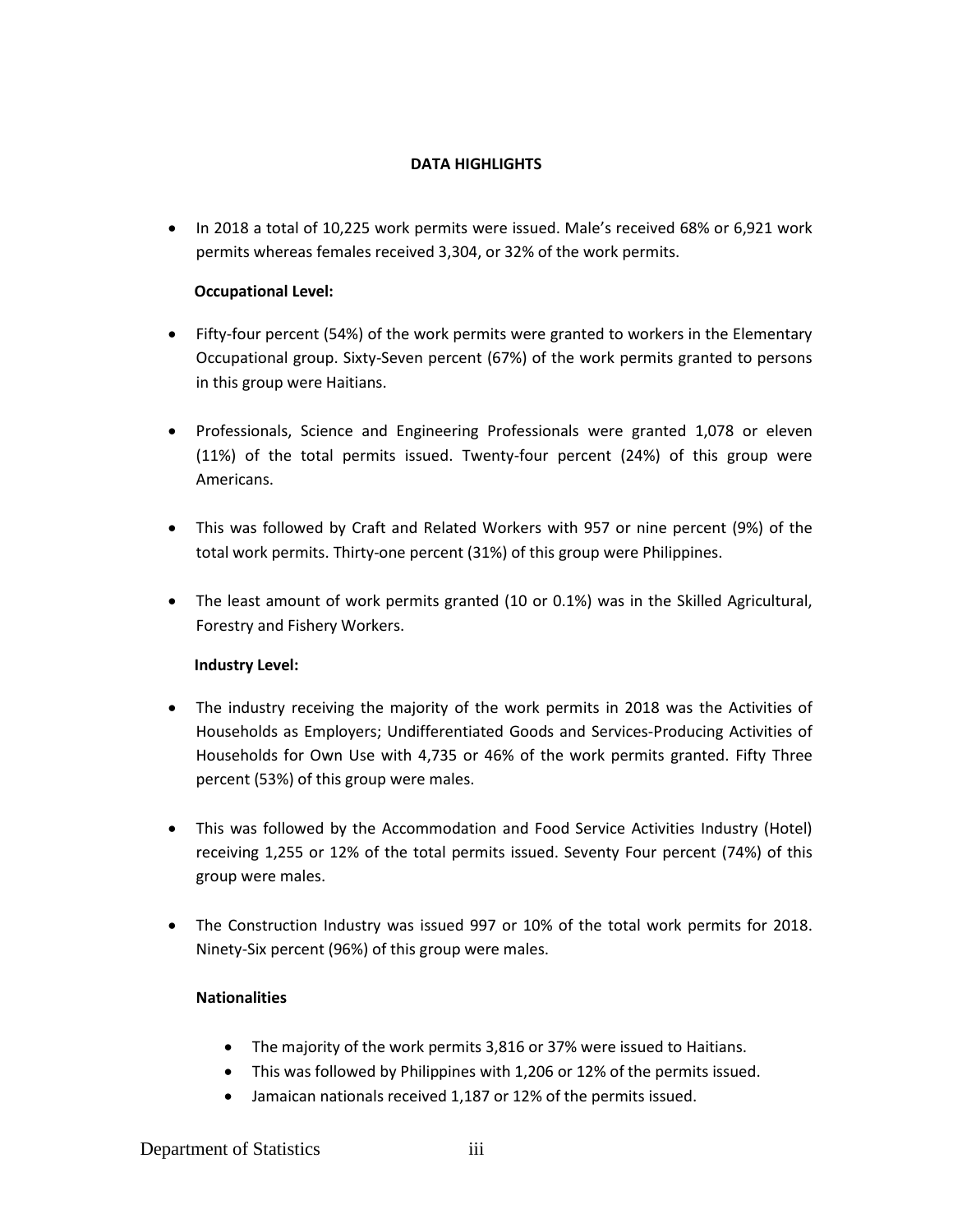## DATA HIGHLIGHTS

- In 2018 a total of 10,225 work permits were issued. Male's received 68% or 6,921 work permits whereas females received 3,304, or 32% of the work permits.

**Occupational Level:**

- Fifty-four percent (54%) of the work permits were granted to workers in the Elementary Occupational group. Sixty-Seven percent (67%) of the work permits granted to persons in this group were Haitians.

- Professionals, Science and Engineering Professionals were granted 1,078 or eleven (11%) of the total permits issued. Twenty-four percent (24%) of this group were Americans.

- This was followed by Craft and Related Workers with 957 or nine percent (9%) of the total work permits. Thirty-one percent (31%) of this group were Philippines.

- The least amount of work permits granted (10 or 0.1%) was in the Skilled Agricultural, Forestry and Fishery Workers.

**Industry Level:**

- The industry receiving the majority of the work permits in 2018 was the Activities of Households as Employers; Undifferentiated Goods and Services-Producing Activities of Households for Own Use with 4,735 or 46% of the work permits granted. Fifty Three percent (53%) of this group were males.

- This was followed by the Accommodation and Food Service Activities Industry (Hotel) receiving 1,255 or 12% of the total permits issued. Seventy Four percent (74%) of this group were males.

- The Construction Industry was issued 997 or 10% of the total work permits for 2018. Ninety-Six percent (96%) of this group were males.

**Nationalities**

- The majority of the work permits 3,816 or 37% were issued to Haitians.
- This was followed by Philippines with 1,206 or 12% of the permits issued.
- Jamaican nationals received 1,187 or 12% of the permits issued.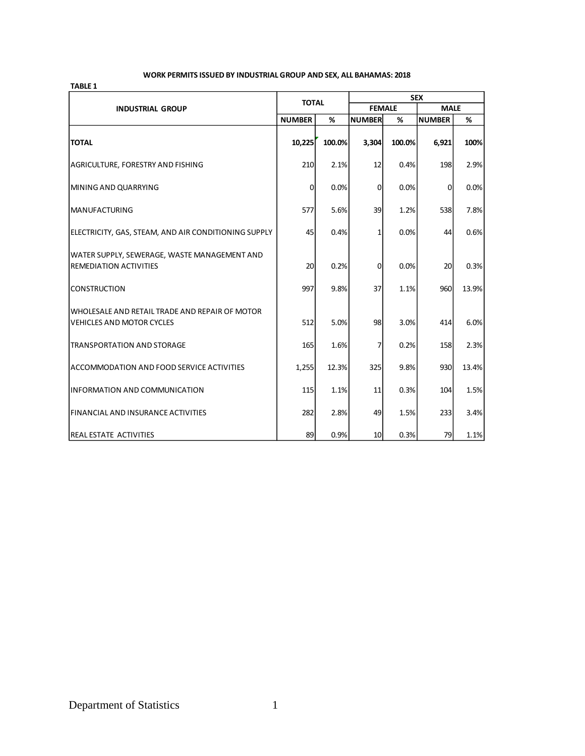**WORK PERMITS ISSUED BY INDUSTRIAL GROUP AND SEX, ALL BAHAMAS: 2018**

**TABLE 1**

| INDUSTRIAL GROUP | TOTAL | | SEX | | | |
|---|---|---|---|---|---|---|
| | | | FEMALE | | MALE | |
| | NUMBER | % | NUMBER | % | NUMBER | % |
| **TOTAL** | **10,225** | **100.0%** | **3,304** | **100.0%** | **6,921** | **100%** |
| AGRICULTURE, FORESTRY AND FISHING | 210 | 2.1% | 12 | 0.4% | 198 | 2.9% |
| MINING AND QUARRYING | 0 | 0.0% | 0 | 0.0% | 0 | 0.0% |
| MANUFACTURING | 577 | 5.6% | 39 | 1.2% | 538 | 7.8% |
| ELECTRICITY, GAS, STEAM, AND AIR CONDITIONING SUPPLY | 45 | 0.4% | 1 | 0.0% | 44 | 0.6% |
| WATER SUPPLY, SEWERAGE, WASTE MANAGEMENT AND REMEDIATION ACTIVITIES | 20 | 0.2% | 0 | 0.0% | 20 | 0.3% |
| CONSTRUCTION | 997 | 9.8% | 37 | 1.1% | 960 | 13.9% |
| WHOLESALE AND RETAIL TRADE AND REPAIR OF MOTOR VEHICLES AND MOTOR CYCLES | 512 | 5.0% | 98 | 3.0% | 414 | 6.0% |
| TRANSPORTATION AND STORAGE | 165 | 1.6% | 7 | 0.2% | 158 | 2.3% |
| ACCOMMODATION AND FOOD SERVICE ACTIVITIES | 1,255 | 12.3% | 325 | 9.8% | 930 | 13.4% |
| INFORMATION AND COMMUNICATION | 115 | 1.1% | 11 | 0.3% | 104 | 1.5% |
| FINANCIAL AND INSURANCE ACTIVITIES | 282 | 2.8% | 49 | 1.5% | 233 | 3.4% |
| REAL ESTATE ACTIVITIES | 89 | 0.9% | 10 | 0.3% | 79 | 1.1% |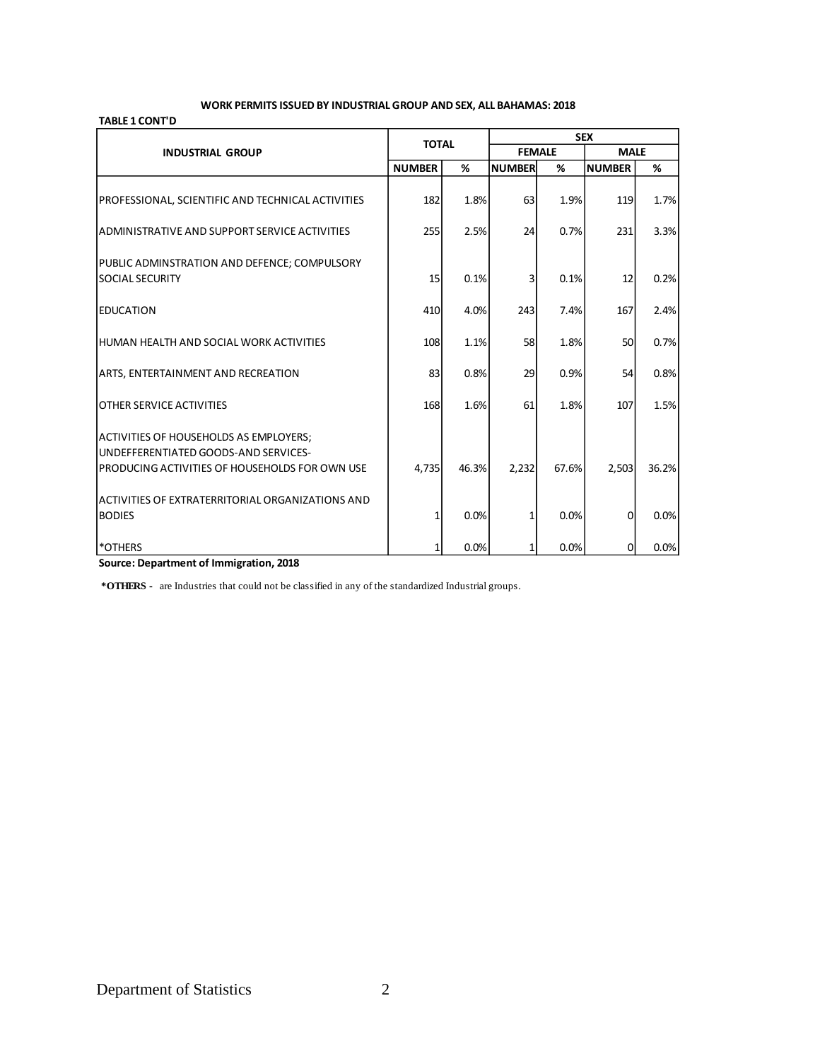**WORK PERMITS ISSUED BY INDUSTRIAL GROUP AND SEX, ALL BAHAMAS: 2018**

**TABLE 1 CONT'D**

| INDUSTRIAL GROUP | TOTAL | | SEX | | | |
|---|---|---|---|---|---|---|
| | | | FEMALE | | MALE | |
| | NUMBER | % | NUMBER | % | NUMBER | % |
| PROFESSIONAL, SCIENTIFIC AND TECHNICAL ACTIVITIES | 182 | 1.8% | 63 | 1.9% | 119 | 1.7% |
| ADMINISTRATIVE AND SUPPORT SERVICE ACTIVITIES | 255 | 2.5% | 24 | 0.7% | 231 | 3.3% |
| PUBLIC ADMINSTRATION AND DEFENCE; COMPULSORY SOCIAL SECURITY | 15 | 0.1% | 3 | 0.1% | 12 | 0.2% |
| EDUCATION | 410 | 4.0% | 243 | 7.4% | 167 | 2.4% |
| HUMAN HEALTH AND SOCIAL WORK ACTIVITIES | 108 | 1.1% | 58 | 1.8% | 50 | 0.7% |
| ARTS, ENTERTAINMENT AND RECREATION | 83 | 0.8% | 29 | 0.9% | 54 | 0.8% |
| OTHER SERVICE ACTIVITIES | 168 | 1.6% | 61 | 1.8% | 107 | 1.5% |
| ACTIVITIES OF HOUSEHOLDS AS EMPLOYERS; UNDEFFERENTIATED GOODS-AND SERVICES-PRODUCING ACTIVITIES OF HOUSEHOLDS FOR OWN USE | 4,735 | 46.3% | 2,232 | 67.6% | 2,503 | 36.2% |
| ACTIVITIES OF EXTRATERRITORIAL ORGANIZATIONS AND BODIES | 1 | 0.0% | 1 | 0.0% | 0 | 0.0% |
| *OTHERS | 1 | 0.0% | 1 | 0.0% | 0 | 0.0% |

**Source: Department of Immigration, 2018**

**\*OTHERS -** are Industries that could not be classified in any of the standardized Industrial groups.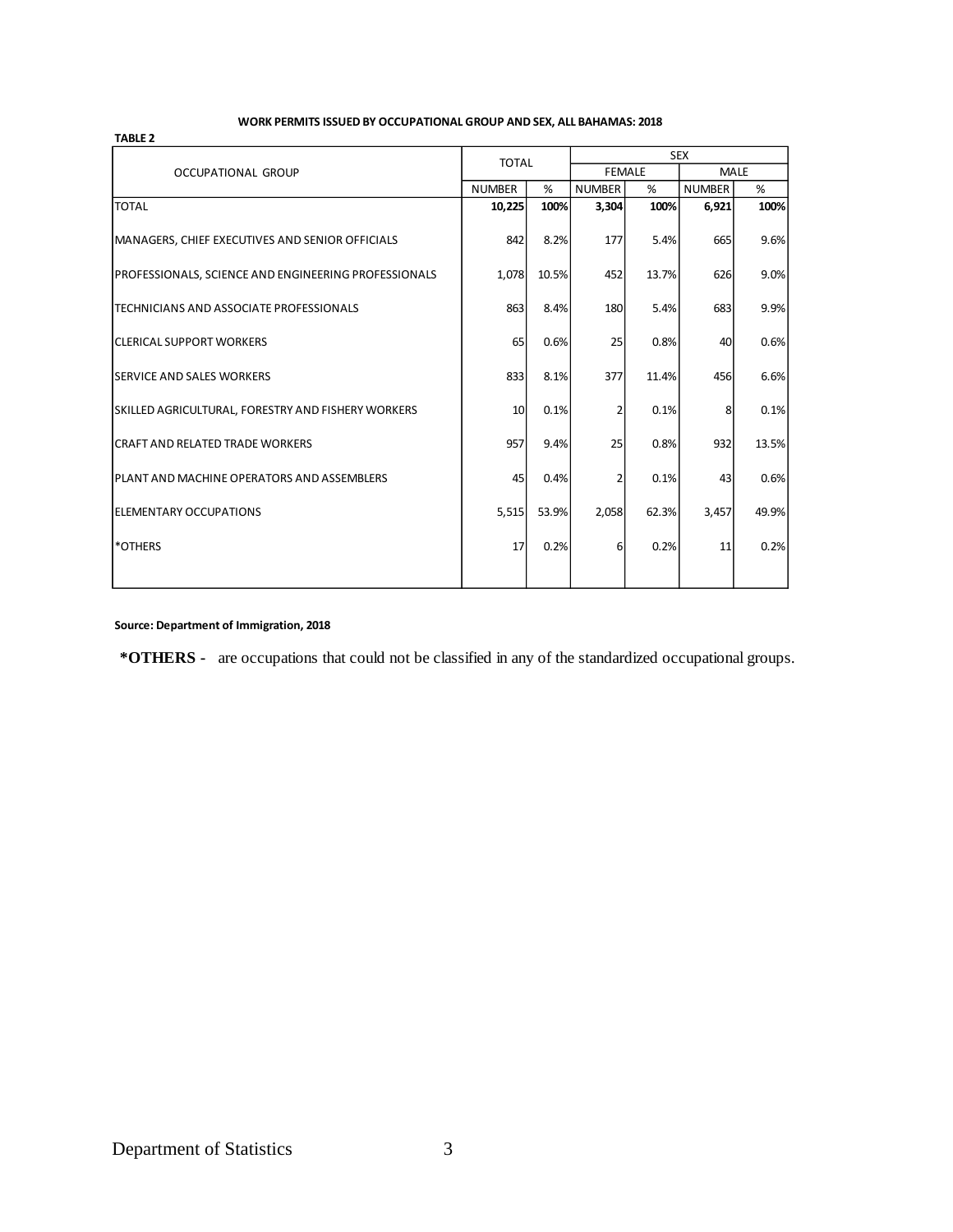**WORK PERMITS ISSUED BY OCCUPATIONAL GROUP AND SEX, ALL BAHAMAS: 2018**

**TABLE 2**

| OCCUPATIONAL GROUP | TOTAL | | SEX | | | |
|---|---|---|---|---|---|---|
| | | | FEMALE | | MALE | |
| | NUMBER | % | NUMBER | % | NUMBER | % |
| TOTAL | **10,225** | **100%** | **3,304** | **100%** | **6,921** | **100%** |
| MANAGERS, CHIEF EXECUTIVES AND SENIOR OFFICIALS | 842 | 8.2% | 177 | 5.4% | 665 | 9.6% |
| PROFESSIONALS, SCIENCE AND ENGINEERING PROFESSIONALS | 1,078 | 10.5% | 452 | 13.7% | 626 | 9.0% |
| TECHNICIANS AND ASSOCIATE PROFESSIONALS | 863 | 8.4% | 180 | 5.4% | 683 | 9.9% |
| CLERICAL SUPPORT WORKERS | 65 | 0.6% | 25 | 0.8% | 40 | 0.6% |
| SERVICE AND SALES WORKERS | 833 | 8.1% | 377 | 11.4% | 456 | 6.6% |
| SKILLED AGRICULTURAL, FORESTRY AND FISHERY WORKERS | 10 | 0.1% | 2 | 0.1% | 8 | 0.1% |
| CRAFT AND RELATED TRADE WORKERS | 957 | 9.4% | 25 | 0.8% | 932 | 13.5% |
| PLANT AND MACHINE OPERATORS AND ASSEMBLERS | 45 | 0.4% | 2 | 0.1% | 43 | 0.6% |
| ELEMENTARY OCCUPATIONS | 5,515 | 53.9% | 2,058 | 62.3% | 3,457 | 49.9% |
| *OTHERS | 17 | 0.2% | 6 | 0.2% | 11 | 0.2% |

**Source: Department of Immigration, 2018**

**\*OTHERS -** are occupations that could not be classified in any of the standardized occupational groups.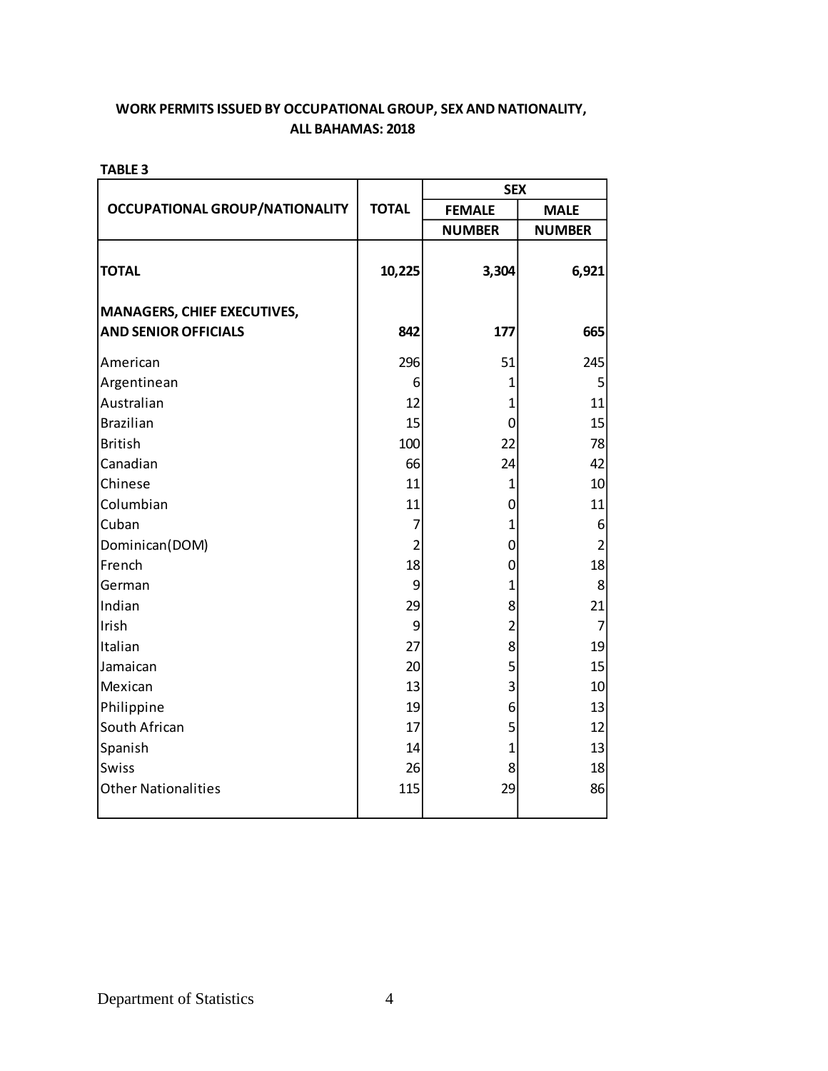**WORK PERMITS ISSUED BY OCCUPATIONAL GROUP, SEX AND NATIONALITY, ALL BAHAMAS: 2018**

**TABLE 3**

| OCCUPATIONAL GROUP/NATIONALITY | TOTAL | SEX | |
|---|---|---|---|
| | | FEMALE | MALE |
| | | NUMBER | NUMBER |
| **TOTAL** | **10,225** | **3,304** | **6,921** |
| **MANAGERS, CHIEF EXECUTIVES, AND SENIOR OFFICIALS** | **842** | **177** | **665** |
| American | 296 | 51 | 245 |
| Argentinean | 6 | 1 | 5 |
| Australian | 12 | 1 | 11 |
| Brazilian | 15 | 0 | 15 |
| British | 100 | 22 | 78 |
| Canadian | 66 | 24 | 42 |
| Chinese | 11 | 1 | 10 |
| Columbian | 11 | 0 | 11 |
| Cuban | 7 | 1 | 6 |
| Dominican(DOM) | 2 | 0 | 2 |
| French | 18 | 0 | 18 |
| German | 9 | 1 | 8 |
| Indian | 29 | 8 | 21 |
| Irish | 9 | 2 | 7 |
| Italian | 27 | 8 | 19 |
| Jamaican | 20 | 5 | 15 |
| Mexican | 13 | 3 | 10 |
| Philippine | 19 | 6 | 13 |
| South African | 17 | 5 | 12 |
| Spanish | 14 | 1 | 13 |
| Swiss | 26 | 8 | 18 |
| Other Nationalities | 115 | 29 | 86 |

Department of Statistics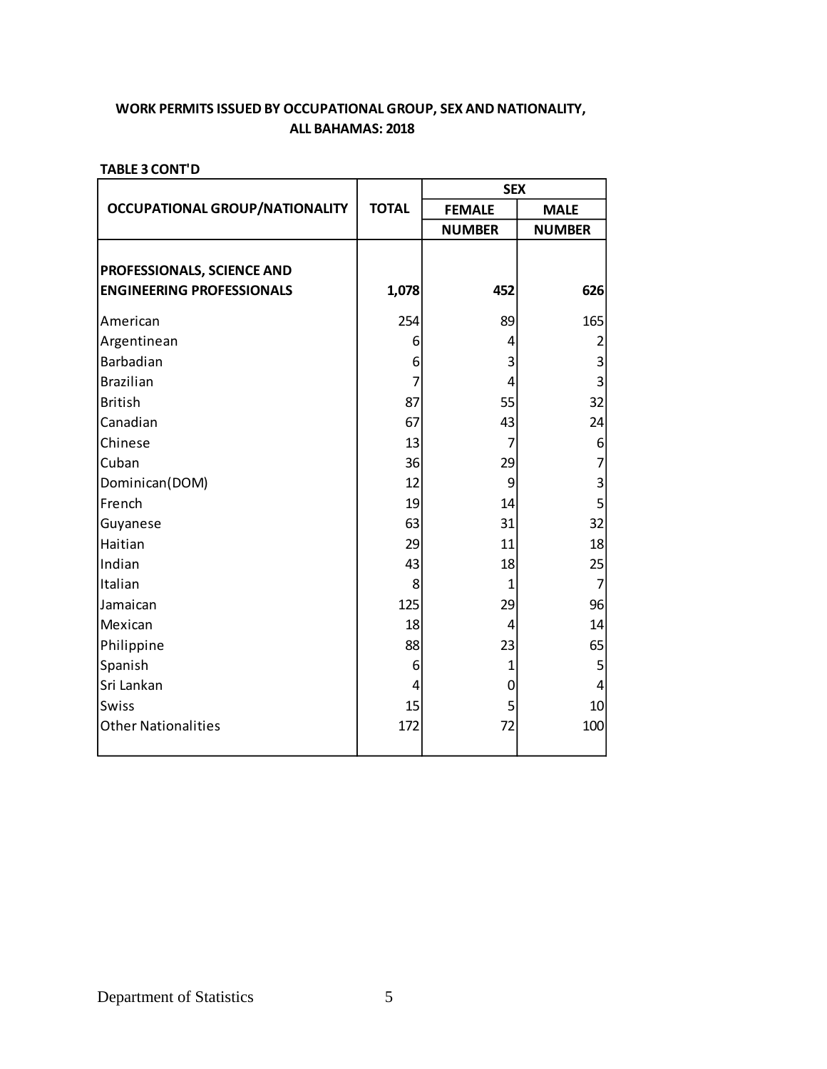**WORK PERMITS ISSUED BY OCCUPATIONAL GROUP, SEX AND NATIONALITY, ALL BAHAMAS: 2018**

**TABLE 3 CONT'D**

| OCCUPATIONAL GROUP/NATIONALITY | TOTAL | SEX | |
|---|---|---|---|
| | | FEMALE | MALE |
| | | NUMBER | NUMBER |
| **PROFESSIONALS, SCIENCE AND ENGINEERING PROFESSIONALS** | **1,078** | **452** | **626** |
| American | 254 | 89 | 165 |
| Argentinean | 6 | 4 | 2 |
| Barbadian | 6 | 3 | 3 |
| Brazilian | 7 | 4 | 3 |
| British | 87 | 55 | 32 |
| Canadian | 67 | 43 | 24 |
| Chinese | 13 | 7 | 6 |
| Cuban | 36 | 29 | 7 |
| Dominican(DOM) | 12 | 9 | 3 |
| French | 19 | 14 | 5 |
| Guyanese | 63 | 31 | 32 |
| Haitian | 29 | 11 | 18 |
| Indian | 43 | 18 | 25 |
| Italian | 8 | 1 | 7 |
| Jamaican | 125 | 29 | 96 |
| Mexican | 18 | 4 | 14 |
| Philippine | 88 | 23 | 65 |
| Spanish | 6 | 1 | 5 |
| Sri Lankan | 4 | 0 | 4 |
| Swiss | 15 | 5 | 10 |
| Other Nationalities | 172 | 72 | 100 |

Department of Statistics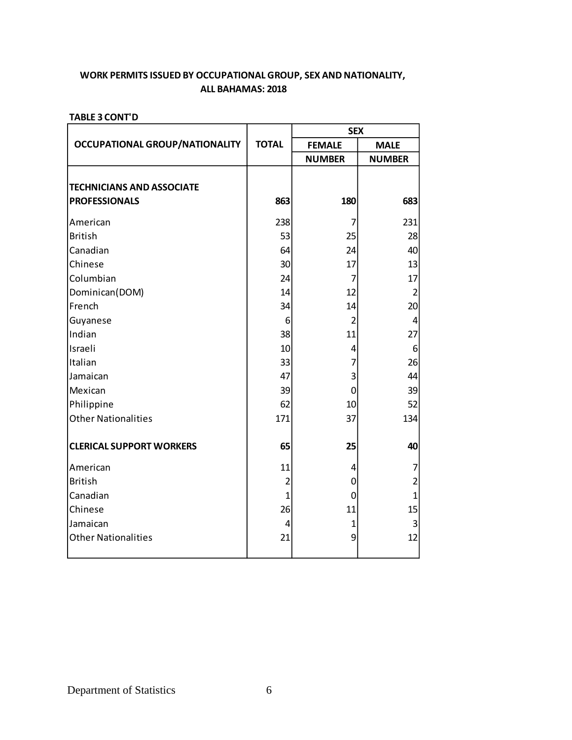**WORK PERMITS ISSUED BY OCCUPATIONAL GROUP, SEX AND NATIONALITY, ALL BAHAMAS: 2018**

**TABLE 3 CONT'D**

| OCCUPATIONAL GROUP/NATIONALITY | TOTAL | SEX | |
|---|---|---|---|
| | | FEMALE | MALE |
| | | NUMBER | NUMBER |
| **TECHNICIANS AND ASSOCIATE PROFESSIONALS** | **863** | **180** | **683** |
| American | 238 | 7 | 231 |
| British | 53 | 25 | 28 |
| Canadian | 64 | 24 | 40 |
| Chinese | 30 | 17 | 13 |
| Columbian | 24 | 7 | 17 |
| Dominican(DOM) | 14 | 12 | 2 |
| French | 34 | 14 | 20 |
| Guyanese | 6 | 2 | 4 |
| Indian | 38 | 11 | 27 |
| Israeli | 10 | 4 | 6 |
| Italian | 33 | 7 | 26 |
| Jamaican | 47 | 3 | 44 |
| Mexican | 39 | 0 | 39 |
| Philippine | 62 | 10 | 52 |
| Other Nationalities | 171 | 37 | 134 |
| **CLERICAL SUPPORT WORKERS** | **65** | **25** | **40** |
| American | 11 | 4 | 7 |
| British | 2 | 0 | 2 |
| Canadian | 1 | 0 | 1 |
| Chinese | 26 | 11 | 15 |
| Jamaican | 4 | 1 | 3 |
| Other Nationalities | 21 | 9 | 12 |

Department of Statistics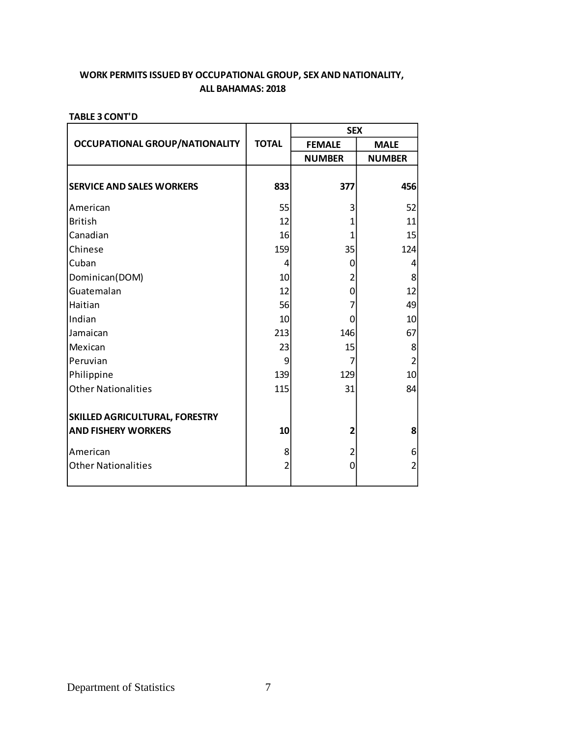**WORK PERMITS ISSUED BY OCCUPATIONAL GROUP, SEX AND NATIONALITY, ALL BAHAMAS: 2018**

**TABLE 3 CONT'D**

| OCCUPATIONAL GROUP/NATIONALITY | TOTAL | SEX | |
|---|---|---|---|
| | | FEMALE | MALE |
| | | NUMBER | NUMBER |
| **SERVICE AND SALES WORKERS** | **833** | **377** | **456** |
| American | 55 | 3 | 52 |
| British | 12 | 1 | 11 |
| Canadian | 16 | 1 | 15 |
| Chinese | 159 | 35 | 124 |
| Cuban | 4 | 0 | 4 |
| Dominican(DOM) | 10 | 2 | 8 |
| Guatemalan | 12 | 0 | 12 |
| Haitian | 56 | 7 | 49 |
| Indian | 10 | 0 | 10 |
| Jamaican | 213 | 146 | 67 |
| Mexican | 23 | 15 | 8 |
| Peruvian | 9 | 7 | 2 |
| Philippine | 139 | 129 | 10 |
| Other Nationalities | 115 | 31 | 84 |
| **SKILLED AGRICULTURAL, FORESTRY AND FISHERY WORKERS** | **10** | **2** | **8** |
| American | 8 | 2 | 6 |
| Other Nationalities | 2 | 0 | 2 |

Department of Statistics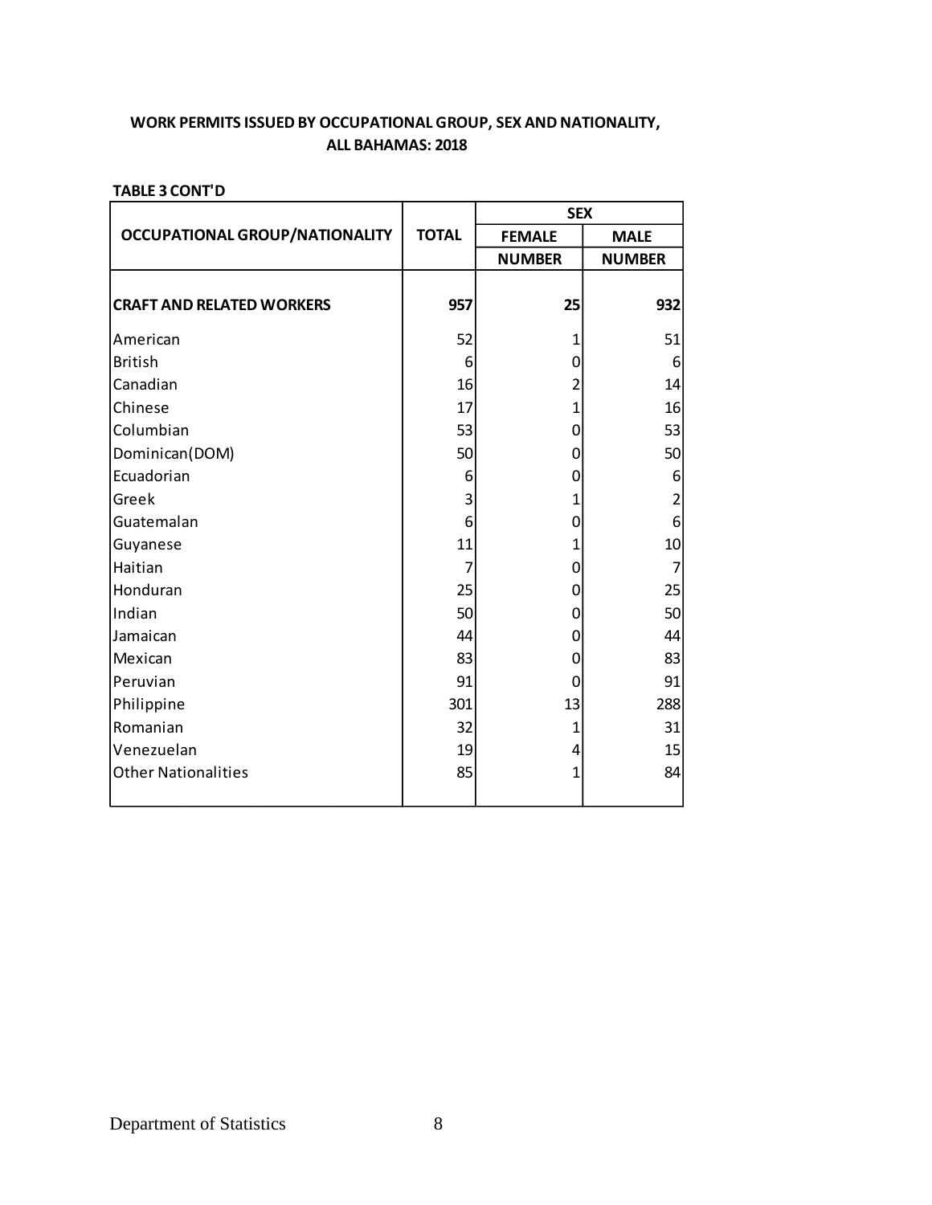**WORK PERMITS ISSUED BY OCCUPATIONAL GROUP, SEX AND NATIONALITY, ALL BAHAMAS: 2018**

**TABLE 3 CONT'D**

| OCCUPATIONAL GROUP/NATIONALITY | TOTAL | SEX | |
|---|---|---|---|
| | | FEMALE | MALE |
| | | NUMBER | NUMBER |
| **CRAFT AND RELATED WORKERS** | **957** | **25** | **932** |
| American | 52 | 1 | 51 |
| British | 6 | 0 | 6 |
| Canadian | 16 | 2 | 14 |
| Chinese | 17 | 1 | 16 |
| Columbian | 53 | 0 | 53 |
| Dominican(DOM) | 50 | 0 | 50 |
| Ecuadorian | 6 | 0 | 6 |
| Greek | 3 | 1 | 2 |
| Guatemalan | 6 | 0 | 6 |
| Guyanese | 11 | 1 | 10 |
| Haitian | 7 | 0 | 7 |
| Honduran | 25 | 0 | 25 |
| Indian | 50 | 0 | 50 |
| Jamaican | 44 | 0 | 44 |
| Mexican | 83 | 0 | 83 |
| Peruvian | 91 | 0 | 91 |
| Philippine | 301 | 13 | 288 |
| Romanian | 32 | 1 | 31 |
| Venezuelan | 19 | 4 | 15 |
| Other Nationalities | 85 | 1 | 84 |

Department of Statistics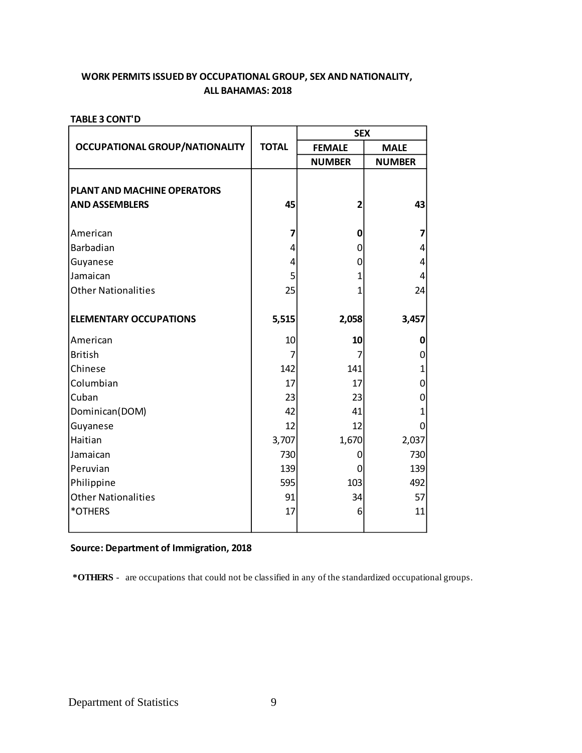## WORK PERMITS ISSUED BY OCCUPATIONAL GROUP, SEX AND NATIONALITY, ALL BAHAMAS: 2018

**TABLE 3 CONT'D**

| OCCUPATIONAL GROUP/NATIONALITY | TOTAL | SEX | |
|---|---|---|---|
| | | FEMALE | MALE |
| | | NUMBER | NUMBER |
| **PLANT AND MACHINE OPERATORS AND ASSEMBLERS** | **45** | **2** | **43** |
| American | **7** | **0** | **7** |
| Barbadian | 4 | 0 | 4 |
| Guyanese | 4 | 0 | 4 |
| Jamaican | 5 | 1 | 4 |
| Other Nationalities | 25 | 1 | 24 |
| **ELEMENTARY OCCUPATIONS** | **5,515** | **2,058** | **3,457** |
| American | 10 | **10** | **0** |
| British | 7 | 7 | 0 |
| Chinese | 142 | 141 | 1 |
| Columbian | 17 | 17 | 0 |
| Cuban | 23 | 23 | 0 |
| Dominican(DOM) | 42 | 41 | 1 |
| Guyanese | 12 | 12 | 0 |
| Haitian | 3,707 | 1,670 | 2,037 |
| Jamaican | 730 | 0 | 730 |
| Peruvian | 139 | 0 | 139 |
| Philippine | 595 | 103 | 492 |
| Other Nationalities | 91 | 34 | 57 |
| *OTHERS | 17 | 6 | 11 |

**Source: Department of Immigration, 2018**

**\*OTHERS** - are occupations that could not be classified in any of the standardized occupational groups.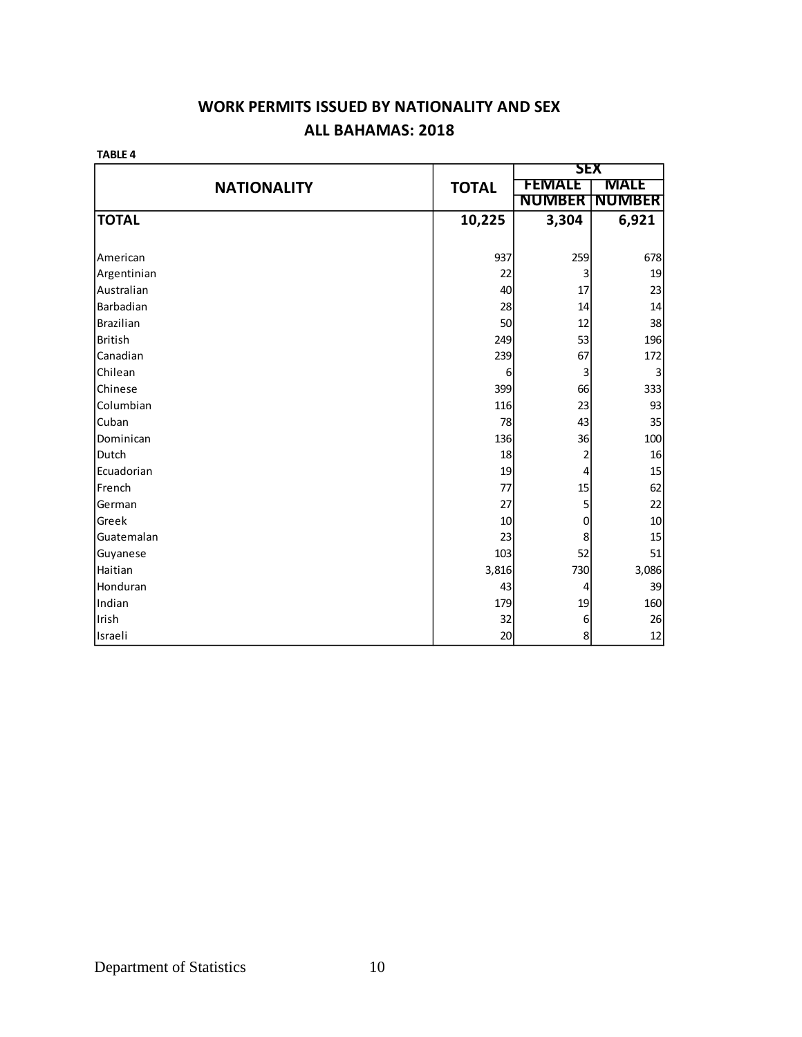## WORK PERMITS ISSUED BY NATIONALITY AND SEX
## ALL BAHAMAS: 2018

**TABLE 4**

| NATIONALITY | TOTAL | SEX | |
|---|---|---|---|
| | | FEMALE NUMBER | MALE NUMBER |
| **TOTAL** | **10,225** | **3,304** | **6,921** |
| American | 937 | 259 | 678 |
| Argentinian | 22 | 3 | 19 |
| Australian | 40 | 17 | 23 |
| Barbadian | 28 | 14 | 14 |
| Brazilian | 50 | 12 | 38 |
| British | 249 | 53 | 196 |
| Canadian | 239 | 67 | 172 |
| Chilean | 6 | 3 | 3 |
| Chinese | 399 | 66 | 333 |
| Columbian | 116 | 23 | 93 |
| Cuban | 78 | 43 | 35 |
| Dominican | 136 | 36 | 100 |
| Dutch | 18 | 2 | 16 |
| Ecuadorian | 19 | 4 | 15 |
| French | 77 | 15 | 62 |
| German | 27 | 5 | 22 |
| Greek | 10 | 0 | 10 |
| Guatemalan | 23 | 8 | 15 |
| Guyanese | 103 | 52 | 51 |
| Haitian | 3,816 | 730 | 3,086 |
| Honduran | 43 | 4 | 39 |
| Indian | 179 | 19 | 160 |
| Irish | 32 | 6 | 26 |
| Israeli | 20 | 8 | 12 |

Department of Statistics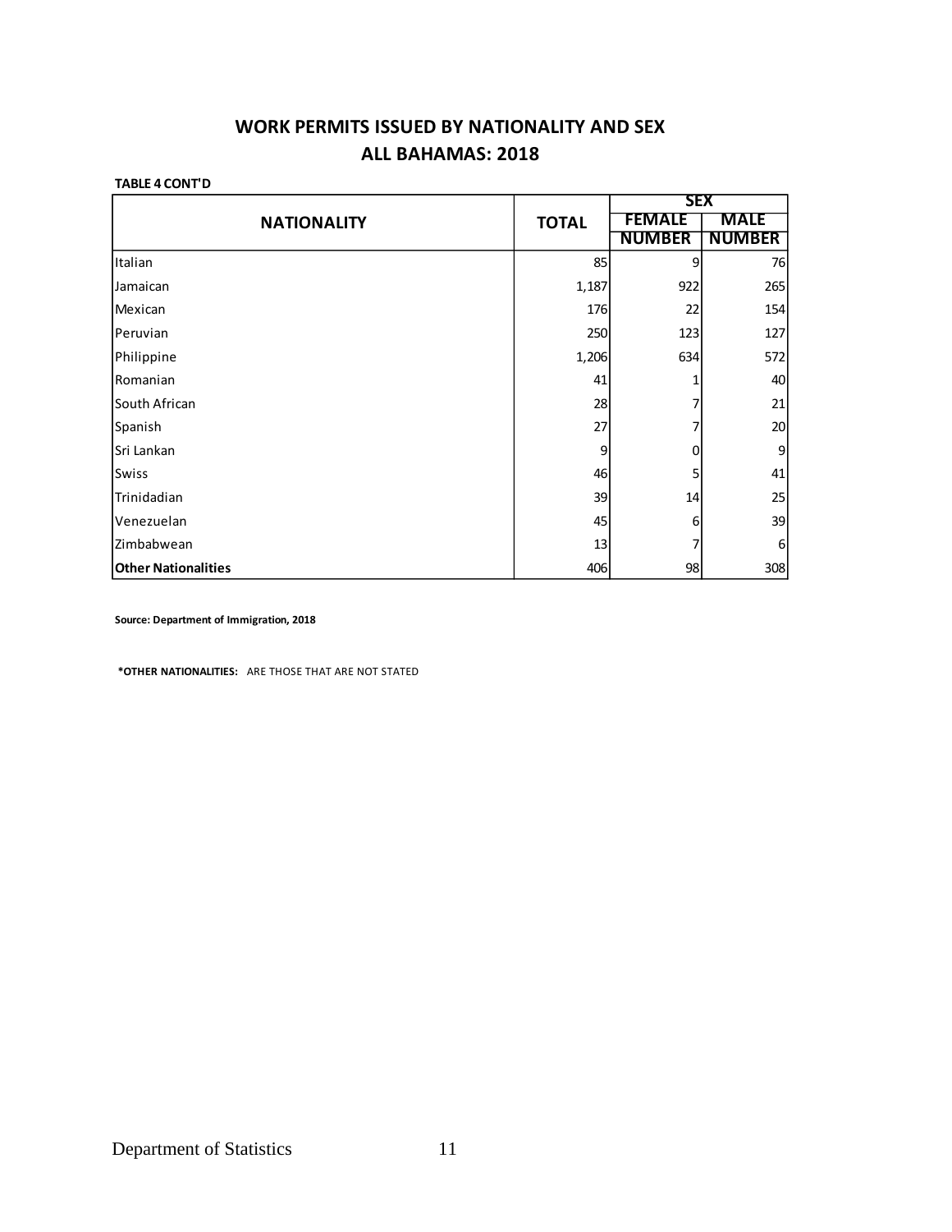## WORK PERMITS ISSUED BY NATIONALITY AND SEX
## ALL BAHAMAS: 2018

**TABLE 4 CONT'D**

| NATIONALITY | TOTAL | SEX | |
|---|---|---|---|
| | | FEMALE NUMBER | MALE NUMBER |
| Italian | 85 | 9 | 76 |
| Jamaican | 1,187 | 922 | 265 |
| Mexican | 176 | 22 | 154 |
| Peruvian | 250 | 123 | 127 |
| Philippine | 1,206 | 634 | 572 |
| Romanian | 41 | 1 | 40 |
| South African | 28 | 7 | 21 |
| Spanish | 27 | 7 | 20 |
| Sri Lankan | 9 | 0 | 9 |
| Swiss | 46 | 5 | 41 |
| Trinidadian | 39 | 14 | 25 |
| Venezuelan | 45 | 6 | 39 |
| Zimbabwean | 13 | 7 | 6 |
| **Other Nationalities** | 406 | 98 | 308 |

**Source: Department of Immigration, 2018**

**\*OTHER NATIONALITIES:** ARE THOSE THAT ARE NOT STATED

Department of Statistics